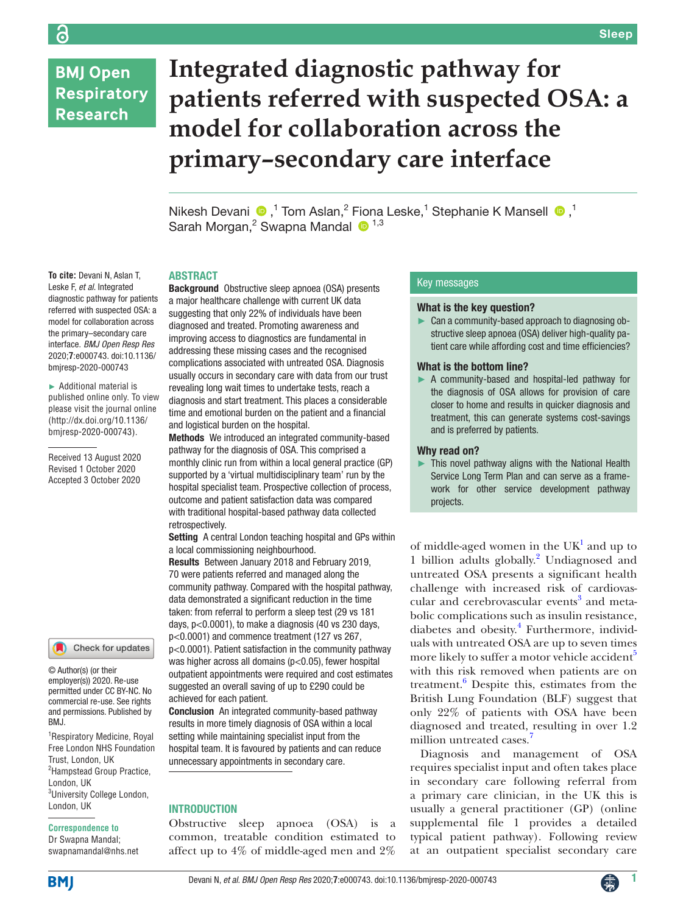# Integrated diagnostic pathway for patients referred with suspected OSA: a model for collaboration across the primary–secondary care interface

Nikesh Devani,[1] Tom Aslan,[2] Fiona Leske,[1] Stephanie K Mansell,[1] Sarah Morgan,[2] Swapna Mandal[1,3]

**To cite:** Devani N, Aslan T, Leske F, *et al*. Integrated diagnostic pathway for patients referred with suspected OSA: a model for collaboration across the primary–secondary care interface. *BMJ Open Resp Res* 2020;**7**:e000743. doi:10.1136/bmjresp-2020-000743

► Additional material is published online only. To view please visit the journal online (http://dx.doi.org/10.1136/bmjresp-2020-000743).

Received 13 August 2020
Revised 1 October 2020
Accepted 3 October 2020

© Author(s) (or their employer(s)) 2020. Re-use permitted under CC BY-NC. No commercial re-use. See rights and permissions. Published by BMJ.

[1]Respiratory Medicine, Royal Free London NHS Foundation Trust, London, UK
[2]Hampstead Group Practice, London, UK
[3]University College London, London, UK

**Correspondence to**
Dr Swapna Mandal; swapnamandal@nhs.net

## ABSTRACT

**Background** Obstructive sleep apnoea (OSA) presents a major healthcare challenge with current UK data suggesting that only 22% of individuals have been diagnosed and treated. Promoting awareness and improving access to diagnostics are fundamental in addressing these missing cases and the recognised complications associated with untreated OSA. Diagnosis usually occurs in secondary care with data from our trust revealing long wait times to undertake tests, reach a diagnosis and start treatment. This places a considerable time and emotional burden on the patient and a financial and logistical burden on the hospital.

**Methods** We introduced an integrated community-based pathway for the diagnosis of OSA. This comprised a monthly clinic run from within a local general practice (GP) supported by a 'virtual multidisciplinary team' run by the hospital specialist team. Prospective collection of process, outcome and patient satisfaction data was compared with traditional hospital-based pathway data collected retrospectively.

**Setting** A central London teaching hospital and GPs within a local commissioning neighbourhood.

**Results** Between January 2018 and February 2019, 70 were patients referred and managed along the community pathway. Compared with the hospital pathway, data demonstrated a significant reduction in the time taken: from referral to perform a sleep test (29 vs 181 days, $p<0.0001$), to make a diagnosis (40 vs 230 days, $p<0.0001$) and commence treatment (127 vs 267, $p<0.0001$). Patient satisfaction in the community pathway was higher across all domains ($p<0.05$), fewer hospital outpatient appointments were required and cost estimates suggested an overall saving of up to £290 could be achieved for each patient.

**Conclusion** An integrated community-based pathway results in more timely diagnosis of OSA within a local setting while maintaining specialist input from the hospital team. It is favoured by patients and can reduce unnecessary appointments in secondary care.

## Key messages

### What is the key question?

► Can a community-based approach to diagnosing obstructive sleep apnoea (OSA) deliver high-quality patient care while affording cost and time efficiencies?

### What is the bottom line?

► A community-based and hospital-led pathway for the diagnosis of OSA allows for provision of care closer to home and results in quicker diagnosis and treatment, this can generate systems cost-savings and is preferred by patients.

### Why read on?

► This novel pathway aligns with the National Health Service Long Term Plan and can serve as a framework for other service development pathway projects.

## INTRODUCTION

Obstructive sleep apnoea (OSA) is a common, treatable condition estimated to affect up to 4% of middle-aged men and 2% of middle-aged women in the UK[1] and up to 1 billion adults globally.[2] Undiagnosed and untreated OSA presents a significant health challenge with increased risk of cardiovascular and cerebrovascular events[3] and metabolic complications such as insulin resistance, diabetes and obesity.[4] Furthermore, individuals with untreated OSA are up to seven times more likely to suffer a motor vehicle accident[5] with this risk removed when patients are on treatment.[6] Despite this, estimates from the British Lung Foundation (BLF) suggest that only 22% of patients with OSA have been diagnosed and treated, resulting in over 1.2 million untreated cases.[7]

Diagnosis and management of OSA requires specialist input and often takes place in secondary care following referral from a primary care clinician, in the UK this is usually a general practitioner (GP) (online supplemental file 1 provides a detailed typical patient pathway). Following review at an outpatient specialist secondary care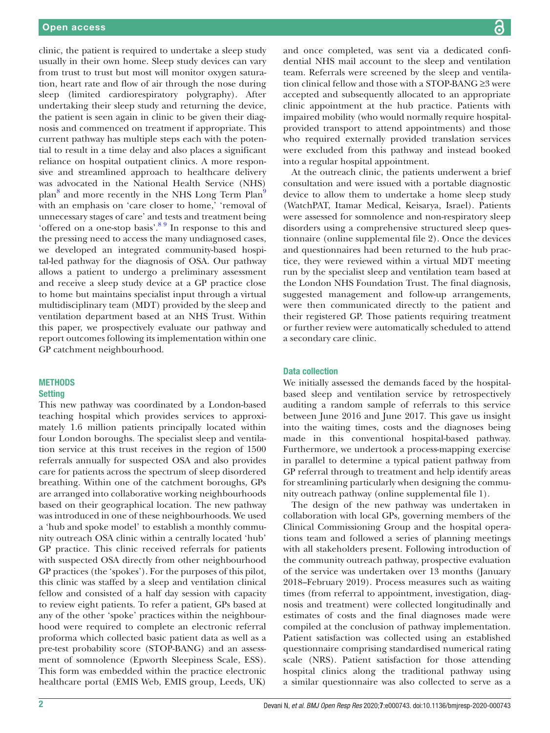clinic, the patient is required to undertake a sleep study usually in their own home. Sleep study devices can vary from trust to trust but most will monitor oxygen saturation, heart rate and flow of air through the nose during sleep (limited cardiorespiratory polygraphy). After undertaking their sleep study and returning the device, the patient is seen again in clinic to be given their diagnosis and commenced on treatment if appropriate. This current pathway has multiple steps each with the potential to result in a time delay and also places a significant reliance on hospital outpatient clinics. A more responsive and streamlined approach to healthcare delivery was advocated in the National Health Service (NHS) plan[8] and more recently in the NHS Long Term Plan[9] with an emphasis on 'care closer to home,' 'removal of unnecessary stages of care' and tests and treatment being 'offered on a one-stop basis'.[8 9] In response to this and the pressing need to access the many undiagnosed cases, we developed an integrated community-based hospital-led pathway for the diagnosis of OSA. Our pathway allows a patient to undergo a preliminary assessment and receive a sleep study device at a GP practice close to home but maintains specialist input through a virtual multidisciplinary team (MDT) provided by the sleep and ventilation department based at an NHS Trust. Within this paper, we prospectively evaluate our pathway and report outcomes following its implementation within one GP catchment neighbourhood.

## METHODS

### Setting

This new pathway was coordinated by a London-based teaching hospital which provides services to approximately 1.6 million patients principally located within four London boroughs. The specialist sleep and ventilation service at this trust receives in the region of 1500 referrals annually for suspected OSA and also provides care for patients across the spectrum of sleep disordered breathing. Within one of the catchment boroughs, GPs are arranged into collaborative working neighbourhoods based on their geographical location. The new pathway was introduced in one of these neighbourhoods. We used a 'hub and spoke model' to establish a monthly community outreach OSA clinic within a centrally located 'hub' GP practice. This clinic received referrals for patients with suspected OSA directly from other neighbourhood GP practices (the 'spokes'). For the purposes of this pilot, this clinic was staffed by a sleep and ventilation clinical fellow and consisted of a half day session with capacity to review eight patients. To refer a patient, GPs based at any of the other 'spoke' practices within the neighbourhood were required to complete an electronic referral proforma which collected basic patient data as well as a pre-test probability score (STOP-BANG) and an assessment of somnolence (Epworth Sleepiness Scale, ESS). This form was embedded within the practice electronic healthcare portal (EMIS Web, EMIS group, Leeds, UK) and once completed, was sent via a dedicated confidential NHS mail account to the sleep and ventilation team. Referrals were screened by the sleep and ventilation clinical fellow and those with a STOP-BANG ≥3 were accepted and subsequently allocated to an appropriate clinic appointment at the hub practice. Patients with impaired mobility (who would normally require hospital-provided transport to attend appointments) and those who required externally provided translation services were excluded from this pathway and instead booked into a regular hospital appointment.

At the outreach clinic, the patients underwent a brief consultation and were issued with a portable diagnostic device to allow them to undertake a home sleep study (WatchPAT, Itamar Medical, Keisarya, Israel). Patients were assessed for somnolence and non-respiratory sleep disorders using a comprehensive structured sleep questionnaire (online supplemental file 2). Once the devices and questionnaires had been returned to the hub practice, they were reviewed within a virtual MDT meeting run by the specialist sleep and ventilation team based at the London NHS Foundation Trust. The final diagnosis, suggested management and follow-up arrangements, were then communicated directly to the patient and their registered GP. Those patients requiring treatment or further review were automatically scheduled to attend a secondary care clinic.

### Data collection

We initially assessed the demands faced by the hospital-based sleep and ventilation service by retrospectively auditing a random sample of referrals to this service between June 2016 and June 2017. This gave us insight into the waiting times, costs and the diagnoses being made in this conventional hospital-based pathway. Furthermore, we undertook a process-mapping exercise in parallel to determine a typical patient pathway from GP referral through to treatment and help identify areas for streamlining particularly when designing the community outreach pathway (online supplemental file 1).

The design of the new pathway was undertaken in collaboration with local GPs, governing members of the Clinical Commissioning Group and the hospital operations team and followed a series of planning meetings with all stakeholders present. Following introduction of the community outreach pathway, prospective evaluation of the service was undertaken over 13 months (January 2018–February 2019). Process measures such as waiting times (from referral to appointment, investigation, diagnosis and treatment) were collected longitudinally and estimates of costs and the final diagnoses made were compiled at the conclusion of pathway implementation. Patient satisfaction was collected using an established questionnaire comprising standardised numerical rating scale (NRS). Patient satisfaction for those attending hospital clinics along the traditional pathway using a similar questionnaire was also collected to serve as a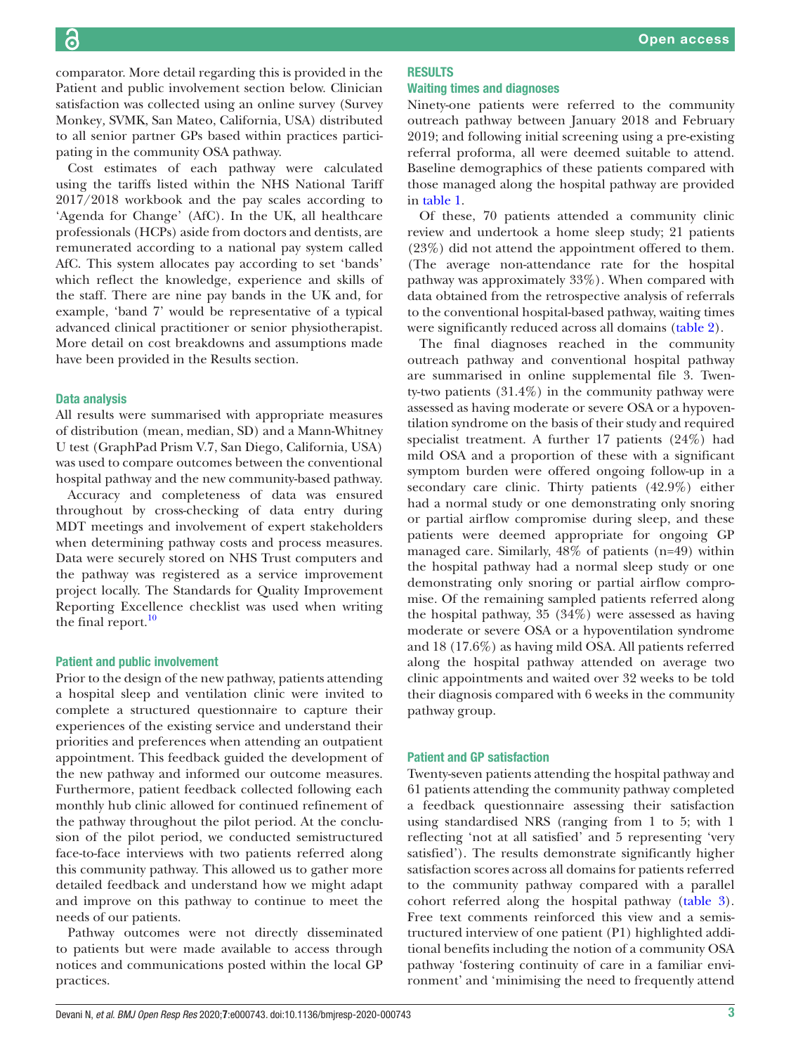comparator. More detail regarding this is provided in the Patient and public involvement section below. Clinician satisfaction was collected using an online survey (Survey Monkey, SVMK, San Mateo, California, USA) distributed to all senior partner GPs based within practices participating in the community OSA pathway.

Cost estimates of each pathway were calculated using the tariffs listed within the NHS National Tariff 2017/2018 workbook and the pay scales according to 'Agenda for Change' (AfC). In the UK, all healthcare professionals (HCPs) aside from doctors and dentists, are remunerated according to a national pay system called AfC. This system allocates pay according to set 'bands' which reflect the knowledge, experience and skills of the staff. There are nine pay bands in the UK and, for example, 'band 7' would be representative of a typical advanced clinical practitioner or senior physiotherapist. More detail on cost breakdowns and assumptions made have been provided in the Results section.

### Data analysis

All results were summarised with appropriate measures of distribution (mean, median, SD) and a Mann-Whitney U test (GraphPad Prism V.7, San Diego, California, USA) was used to compare outcomes between the conventional hospital pathway and the new community-based pathway.

Accuracy and completeness of data was ensured throughout by cross-checking of data entry during MDT meetings and involvement of expert stakeholders when determining pathway costs and process measures. Data were securely stored on NHS Trust computers and the pathway was registered as a service improvement project locally. The Standards for Quality Improvement Reporting Excellence checklist was used when writing the final report.[10]

### Patient and public involvement

Prior to the design of the new pathway, patients attending a hospital sleep and ventilation clinic were invited to complete a structured questionnaire to capture their experiences of the existing service and understand their priorities and preferences when attending an outpatient appointment. This feedback guided the development of the new pathway and informed our outcome measures. Furthermore, patient feedback collected following each monthly hub clinic allowed for continued refinement of the pathway throughout the pilot period. At the conclusion of the pilot period, we conducted semistructured face-to-face interviews with two patients referred along this community pathway. This allowed us to gather more detailed feedback and understand how we might adapt and improve on this pathway to continue to meet the needs of our patients.

Pathway outcomes were not directly disseminated to patients but were made available to access through notices and communications posted within the local GP practices.

## RESULTS

### Waiting times and diagnoses

Ninety-one patients were referred to the community outreach pathway between January 2018 and February 2019; and following initial screening using a pre-existing referral proforma, all were deemed suitable to attend. Baseline demographics of these patients compared with those managed along the hospital pathway are provided in table 1.

Of these, 70 patients attended a community clinic review and undertook a home sleep study; 21 patients (23%) did not attend the appointment offered to them. (The average non-attendance rate for the hospital pathway was approximately 33%). When compared with data obtained from the retrospective analysis of referrals to the conventional hospital-based pathway, waiting times were significantly reduced across all domains (table 2).

The final diagnoses reached in the community outreach pathway and conventional hospital pathway are summarised in online supplemental file 3. Twenty-two patients (31.4%) in the community pathway were assessed as having moderate or severe OSA or a hypoventilation syndrome on the basis of their study and required specialist treatment. A further 17 patients (24%) had mild OSA and a proportion of these with a significant symptom burden were offered ongoing follow-up in a secondary care clinic. Thirty patients (42.9%) either had a normal study or one demonstrating only snoring or partial airflow compromise during sleep, and these patients were deemed appropriate for ongoing GP managed care. Similarly, 48% of patients (n=49) within the hospital pathway had a normal sleep study or one demonstrating only snoring or partial airflow compromise. Of the remaining sampled patients referred along the hospital pathway, 35 (34%) were assessed as having moderate or severe OSA or a hypoventilation syndrome and 18 (17.6%) as having mild OSA. All patients referred along the hospital pathway attended on average two clinic appointments and waited over 32 weeks to be told their diagnosis compared with 6 weeks in the community pathway group.

### Patient and GP satisfaction

Twenty-seven patients attending the hospital pathway and 61 patients attending the community pathway completed a feedback questionnaire assessing their satisfaction using standardised NRS (ranging from 1 to 5; with 1 reflecting 'not at all satisfied' and 5 representing 'very satisfied'). The results demonstrate significantly higher satisfaction scores across all domains for patients referred to the community pathway compared with a parallel cohort referred along the hospital pathway (table 3). Free text comments reinforced this view and a semistructured interview of one patient (P1) highlighted additional benefits including the notion of a community OSA pathway 'fostering continuity of care in a familiar environment' and 'minimising the need to frequently attend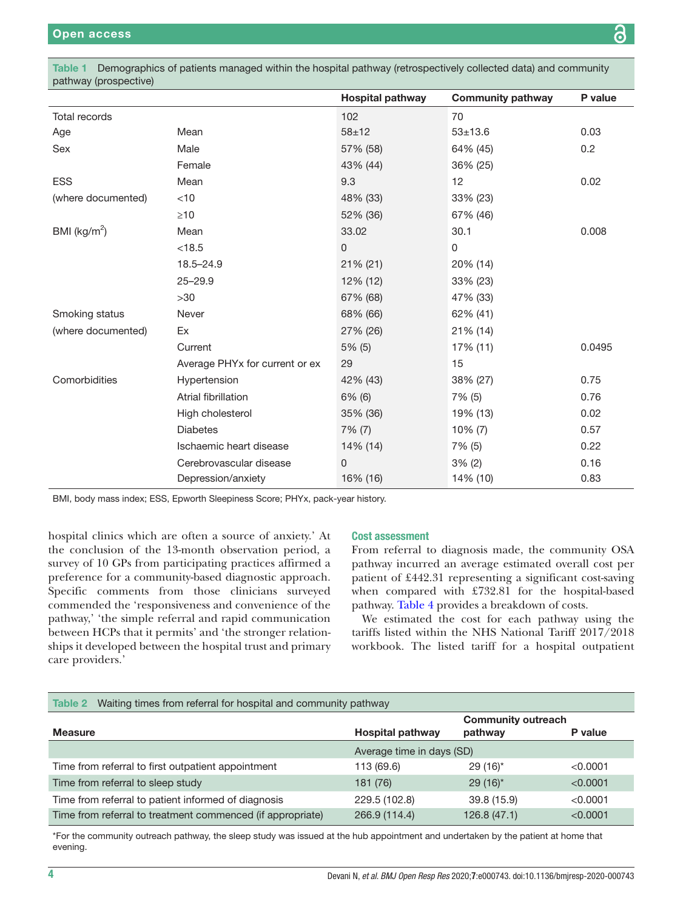**Table 1** Demographics of patients managed within the hospital pathway (retrospectively collected data) and community pathway (prospective)

| | | Hospital pathway | Community pathway | P value |
|---|---|---|---|---|
| Total records | | 102 | 70 | |
| Age | Mean | 58±12 | 53±13.6 | 0.03 |
| Sex | Male | 57% (58) | 64% (45) | 0.2 |
| | Female | 43% (44) | 36% (25) | |
| ESS | Mean | 9.3 | 12 | 0.02 |
| (where documented) | <10 | 48% (33) | 33% (23) | |
| | ≥10 | 52% (36) | 67% (46) | |
| BMI (kg/m$^2$) | Mean | 33.02 | 30.1 | 0.008 |
| | <18.5 | 0 | 0 | |
| | 18.5–24.9 | 21% (21) | 20% (14) | |
| | 25–29.9 | 12% (12) | 33% (23) | |
| | >30 | 67% (68) | 47% (33) | |
| Smoking status | Never | 68% (66) | 62% (41) | |
| (where documented) | Ex | 27% (26) | 21% (14) | |
| | Current | 5% (5) | 17% (11) | 0.0495 |
| | Average PHYx for current or ex | 29 | 15 | |
| Comorbidities | Hypertension | 42% (43) | 38% (27) | 0.75 |
| | Atrial fibrillation | 6% (6) | 7% (5) | 0.76 |
| | High cholesterol | 35% (36) | 19% (13) | 0.02 |
| | Diabetes | 7% (7) | 10% (7) | 0.57 |
| | Ischaemic heart disease | 14% (14) | 7% (5) | 0.22 |
| | Cerebrovascular disease | 0 | 3% (2) | 0.16 |
| | Depression/anxiety | 16% (16) | 14% (10) | 0.83 |

BMI, body mass index; ESS, Epworth Sleepiness Score; PHYx, pack-year history.

hospital clinics which are often a source of anxiety.' At the conclusion of the 13-month observation period, a survey of 10 GPs from participating practices affirmed a preference for a community-based diagnostic approach. Specific comments from those clinicians surveyed commended the 'responsiveness and convenience of the pathway,' 'the simple referral and rapid communication between HCPs that it permits' and 'the stronger relationships it developed between the hospital trust and primary care providers.'

### Cost assessment

From referral to diagnosis made, the community OSA pathway incurred an average estimated overall cost per patient of £442.31 representing a significant cost-saving when compared with £732.81 for the hospital-based pathway. Table 4 provides a breakdown of costs.

We estimated the cost for each pathway using the tariffs listed within the NHS National Tariff 2017/2018 workbook. The listed tariff for a hospital outpatient

**Table 2** Waiting times from referral for hospital and community pathway

| Measure | Hospital pathway | Community outreach pathway | P value |
|---|---|---|---|
| | Average time in days (SD) | | |
| Time from referral to first outpatient appointment | 113 (69.6) | 29 (16)* | <0.0001 |
| Time from referral to sleep study | 181 (76) | 29 (16)* | <0.0001 |
| Time from referral to patient informed of diagnosis | 229.5 (102.8) | 39.8 (15.9) | <0.0001 |
| Time from referral to treatment commenced (if appropriate) | 266.9 (114.4) | 126.8 (47.1) | <0.0001 |

*For the community outreach pathway, the sleep study was issued at the hub appointment and undertaken by the patient at home that evening.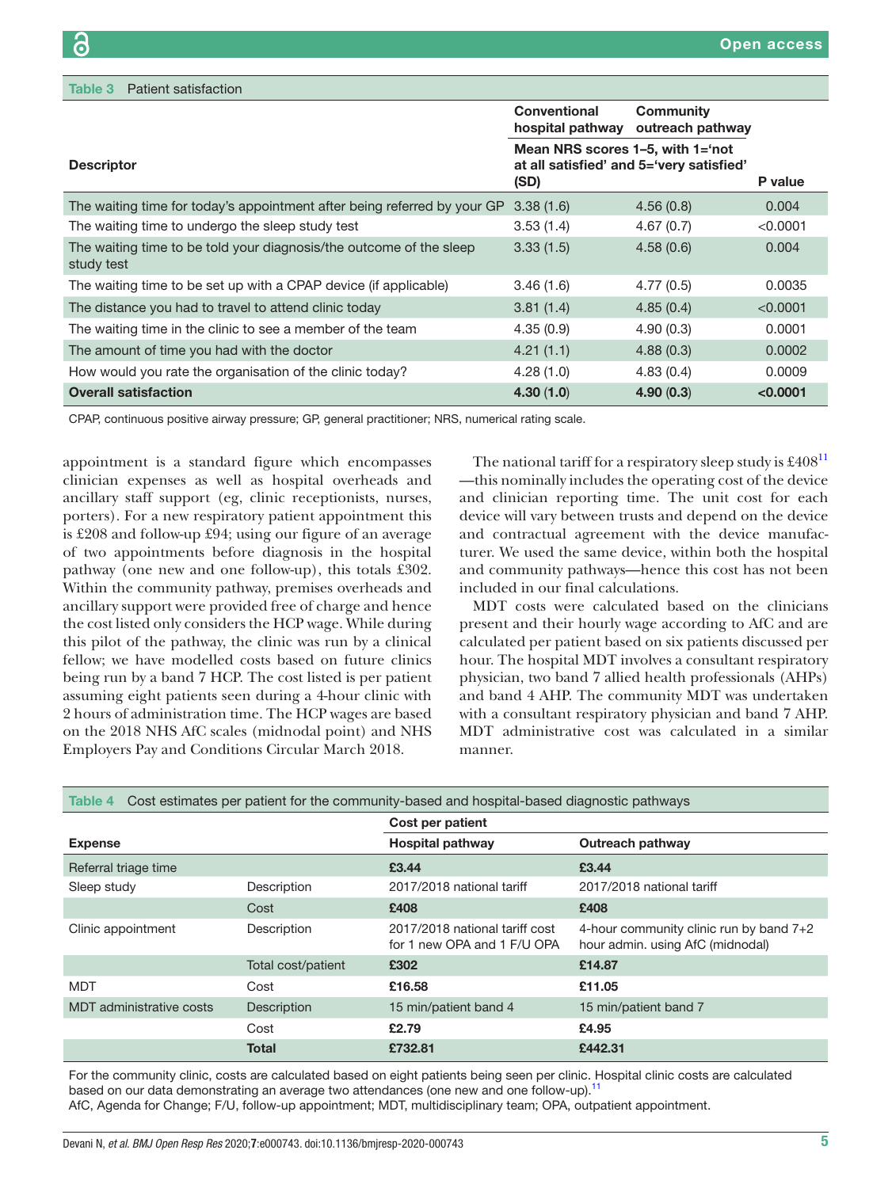**Table 3** Patient satisfaction

| Descriptor | Conventional hospital pathway | Community outreach pathway | P value |
|---|---|---|---|
| | Mean NRS scores 1–5, with 1='not at all satisfied' and 5='very satisfied' (SD) | | |
| The waiting time for today's appointment after being referred by your GP | 3.38 (1.6) | 4.56 (0.8) | 0.004 |
| The waiting time to undergo the sleep study test | 3.53 (1.4) | 4.67 (0.7) | <0.0001 |
| The waiting time to be told your diagnosis/the outcome of the sleep study test | 3.33 (1.5) | 4.58 (0.6) | 0.004 |
| The waiting time to be set up with a CPAP device (if applicable) | 3.46 (1.6) | 4.77 (0.5) | 0.0035 |
| The distance you had to travel to attend clinic today | 3.81 (1.4) | 4.85 (0.4) | <0.0001 |
| The waiting time in the clinic to see a member of the team | 4.35 (0.9) | 4.90 (0.3) | 0.0001 |
| The amount of time you had with the doctor | 4.21 (1.1) | 4.88 (0.3) | 0.0002 |
| How would you rate the organisation of the clinic today? | 4.28 (1.0) | 4.83 (0.4) | 0.0009 |
| **Overall satisfaction** | **4.30 (1.0)** | **4.90 (0.3)** | **<0.0001** |

CPAP, continuous positive airway pressure; GP, general practitioner; NRS, numerical rating scale.

appointment is a standard figure which encompasses clinician expenses as well as hospital overheads and ancillary staff support (eg, clinic receptionists, nurses, porters). For a new respiratory patient appointment this is £208 and follow-up £94; using our figure of an average of two appointments before diagnosis in the hospital pathway (one new and one follow-up), this totals £302. Within the community pathway, premises overheads and ancillary support were provided free of charge and hence the cost listed only considers the HCP wage. While during this pilot of the pathway, the clinic was run by a clinical fellow; we have modelled costs based on future clinics being run by a band 7 HCP. The cost listed is per patient assuming eight patients seen during a 4-hour clinic with 2 hours of administration time. The HCP wages are based on the 2018 NHS AfC scales (midnodal point) and NHS Employers Pay and Conditions Circular March 2018.

The national tariff for a respiratory sleep study is £408[11]—this nominally includes the operating cost of the device and clinician reporting time. The unit cost for each device will vary between trusts and depend on the device and contractual agreement with the device manufacturer. We used the same device, within both the hospital and community pathways—hence this cost has not been included in our final calculations.

MDT costs were calculated based on the clinicians present and their hourly wage according to AfC and are calculated per patient based on six patients discussed per hour. The hospital MDT involves a consultant respiratory physician, two band 7 allied health professionals (AHPs) and band 4 AHP. The community MDT was undertaken with a consultant respiratory physician and band 7 AHP. MDT administrative cost was calculated in a similar manner.

**Table 4** Cost estimates per patient for the community-based and hospital-based diagnostic pathways

| Expense | | Cost per patient: Hospital pathway | Cost per patient: Outreach pathway |
|---|---|---|---|
| Referral triage time | | **£3.44** | **£3.44** |
| Sleep study | Description | 2017/2018 national tariff | 2017/2018 national tariff |
| | Cost | **£408** | **£408** |
| Clinic appointment | Description | 2017/2018 national tariff cost for 1 new OPA and 1 F/U OPA | 4-hour community clinic run by band 7+2 hour admin. using AfC (midnodal) |
| | Total cost/patient | **£302** | **£14.87** |
| MDT | Cost | **£16.58** | **£11.05** |
| MDT administrative costs | Description | 15 min/patient band 4 | 15 min/patient band 7 |
| | Cost | **£2.79** | **£4.95** |
| | **Total** | **£732.81** | **£442.31** |

For the community clinic, costs are calculated based on eight patients being seen per clinic. Hospital clinic costs are calculated based on our data demonstrating an average two attendances (one new and one follow-up).[11]
AfC, Agenda for Change; F/U, follow-up appointment; MDT, multidisciplinary team; OPA, outpatient appointment.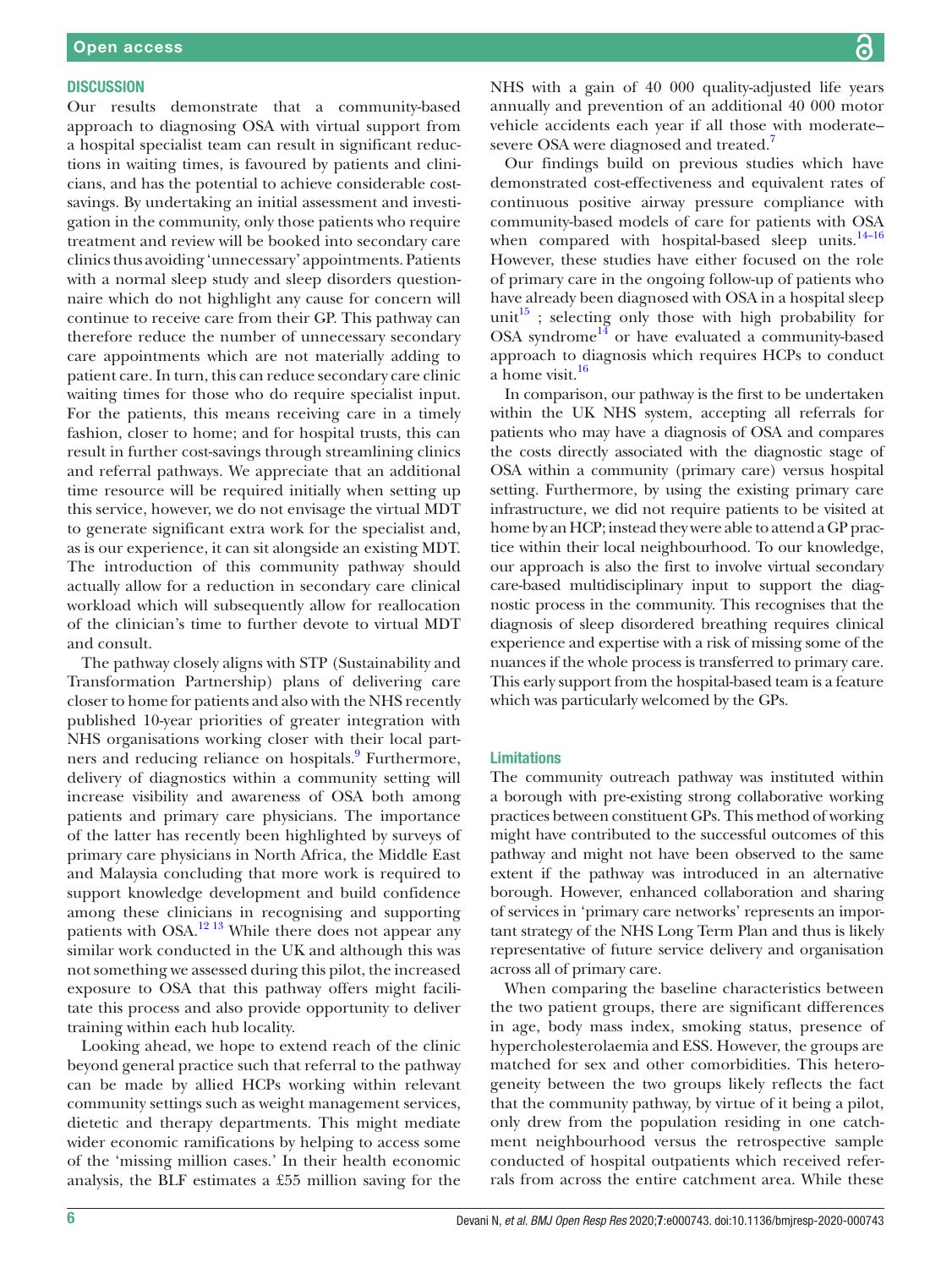## DISCUSSION

Our results demonstrate that a community-based approach to diagnosing OSA with virtual support from a hospital specialist team can result in significant reductions in waiting times, is favoured by patients and clinicians, and has the potential to achieve considerable cost-savings. By undertaking an initial assessment and investigation in the community, only those patients who require treatment and review will be booked into secondary care clinics thus avoiding 'unnecessary' appointments. Patients with a normal sleep study and sleep disorders questionnaire which do not highlight any cause for concern will continue to receive care from their GP. This pathway can therefore reduce the number of unnecessary secondary care appointments which are not materially adding to patient care. In turn, this can reduce secondary care clinic waiting times for those who do require specialist input. For the patients, this means receiving care in a timely fashion, closer to home; and for hospital trusts, this can result in further cost-savings through streamlining clinics and referral pathways. We appreciate that an additional time resource will be required initially when setting up this service, however, we do not envisage the virtual MDT to generate significant extra work for the specialist and, as is our experience, it can sit alongside an existing MDT. The introduction of this community pathway should actually allow for a reduction in secondary care clinical workload which will subsequently allow for reallocation of the clinician's time to further devote to virtual MDT and consult.

The pathway closely aligns with STP (Sustainability and Transformation Partnership) plans of delivering care closer to home for patients and also with the NHS recently published 10-year priorities of greater integration with NHS organisations working closer with their local partners and reducing reliance on hospitals.[9] Furthermore, delivery of diagnostics within a community setting will increase visibility and awareness of OSA both among patients and primary care physicians. The importance of the latter has recently been highlighted by surveys of primary care physicians in North Africa, the Middle East and Malaysia concluding that more work is required to support knowledge development and build confidence among these clinicians in recognising and supporting patients with OSA.[12 13] While there does not appear any similar work conducted in the UK and although this was not something we assessed during this pilot, the increased exposure to OSA that this pathway offers might facilitate this process and also provide opportunity to deliver training within each hub locality.

Looking ahead, we hope to extend reach of the clinic beyond general practice such that referral to the pathway can be made by allied HCPs working within relevant community settings such as weight management services, dietetic and therapy departments. This might mediate wider economic ramifications by helping to access some of the 'missing million cases.' In their health economic analysis, the BLF estimates a £55 million saving for the NHS with a gain of 40 000 quality-adjusted life years annually and prevention of an additional 40 000 motor vehicle accidents each year if all those with moderate–severe OSA were diagnosed and treated.[7]

Our findings build on previous studies which have demonstrated cost-effectiveness and equivalent rates of continuous positive airway pressure compliance with community-based models of care for patients with OSA when compared with hospital-based sleep units.[14–16] However, these studies have either focused on the role of primary care in the ongoing follow-up of patients who have already been diagnosed with OSA in a hospital sleep unit[15]; selecting only those with high probability for OSA syndrome[14] or have evaluated a community-based approach to diagnosis which requires HCPs to conduct a home visit.[16]

In comparison, our pathway is the first to be undertaken within the UK NHS system, accepting all referrals for patients who may have a diagnosis of OSA and compares the costs directly associated with the diagnostic stage of OSA within a community (primary care) versus hospital setting. Furthermore, by using the existing primary care infrastructure, we did not require patients to be visited at home by an HCP; instead they were able to attend a GP practice within their local neighbourhood. To our knowledge, our approach is also the first to involve virtual secondary care-based multidisciplinary input to support the diagnostic process in the community. This recognises that the diagnosis of sleep disordered breathing requires clinical experience and expertise with a risk of missing some of the nuances if the whole process is transferred to primary care. This early support from the hospital-based team is a feature which was particularly welcomed by the GPs.

### Limitations

The community outreach pathway was instituted within a borough with pre-existing strong collaborative working practices between constituent GPs. This method of working might have contributed to the successful outcomes of this pathway and might not have been observed to the same extent if the pathway was introduced in an alternative borough. However, enhanced collaboration and sharing of services in 'primary care networks' represents an important strategy of the NHS Long Term Plan and thus is likely representative of future service delivery and organisation across all of primary care.

When comparing the baseline characteristics between the two patient groups, there are significant differences in age, body mass index, smoking status, presence of hypercholesterolaemia and ESS. However, the groups are matched for sex and other comorbidities. This heterogeneity between the two groups likely reflects the fact that the community pathway, by virtue of it being a pilot, only drew from the population residing in one catchment neighbourhood versus the retrospective sample conducted of hospital outpatients which received referrals from across the entire catchment area. While these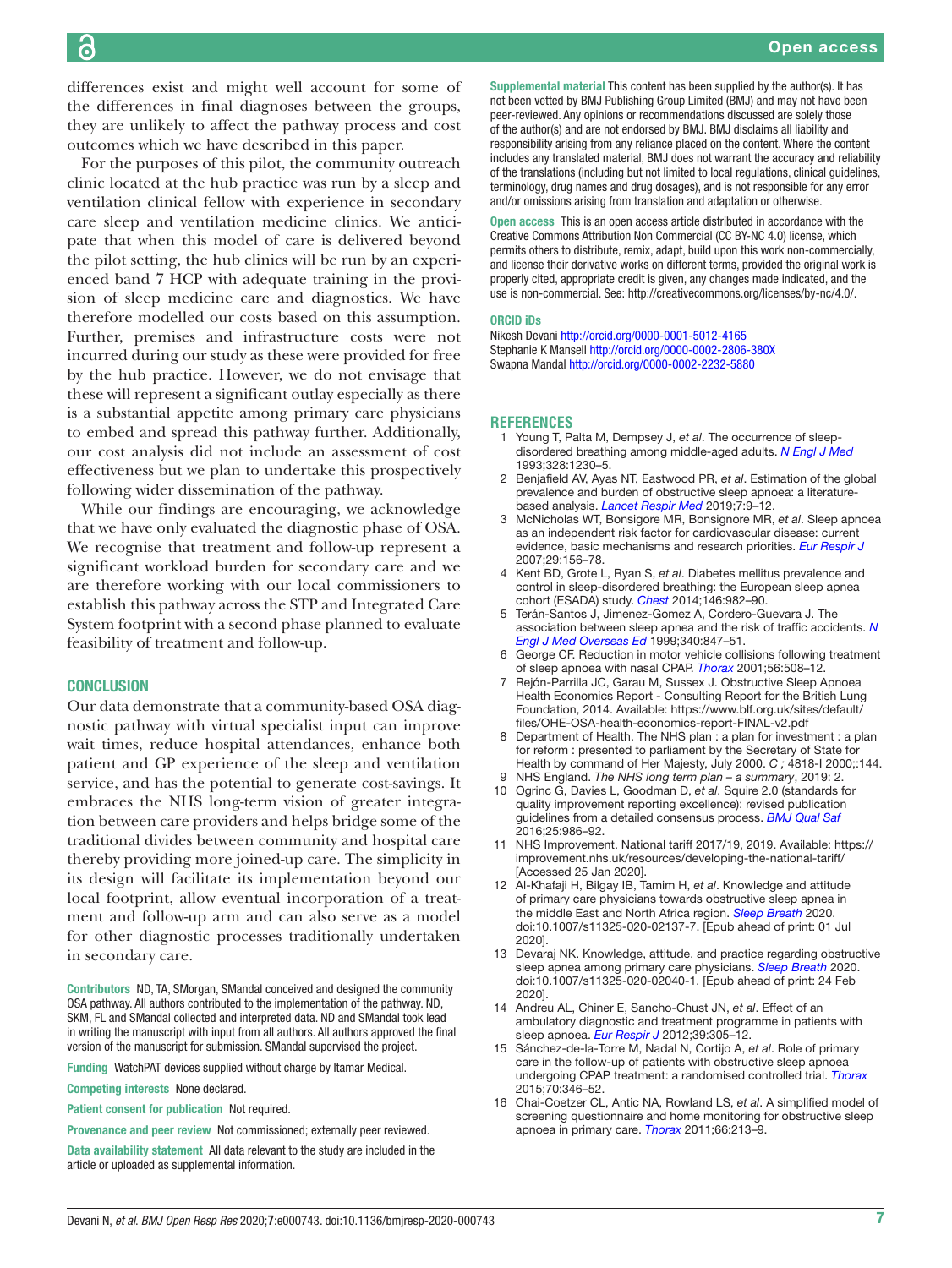differences exist and might well account for some of the differences in final diagnoses between the groups, they are unlikely to affect the pathway process and cost outcomes which we have described in this paper.

For the purposes of this pilot, the community outreach clinic located at the hub practice was run by a sleep and ventilation clinical fellow with experience in secondary care sleep and ventilation medicine clinics. We anticipate that when this model of care is delivered beyond the pilot setting, the hub clinics will be run by an experienced band 7 HCP with adequate training in the provision of sleep medicine care and diagnostics. We have therefore modelled our costs based on this assumption. Further, premises and infrastructure costs were not incurred during our study as these were provided for free by the hub practice. However, we do not envisage that these will represent a significant outlay especially as there is a substantial appetite among primary care physicians to embed and spread this pathway further. Additionally, our cost analysis did not include an assessment of cost effectiveness but we plan to undertake this prospectively following wider dissemination of the pathway.

While our findings are encouraging, we acknowledge that we have only evaluated the diagnostic phase of OSA. We recognise that treatment and follow-up represent a significant workload burden for secondary care and we are therefore working with our local commissioners to establish this pathway across the STP and Integrated Care System footprint with a second phase planned to evaluate feasibility of treatment and follow-up.

## CONCLUSION

Our data demonstrate that a community-based OSA diagnostic pathway with virtual specialist input can improve wait times, reduce hospital attendances, enhance both patient and GP experience of the sleep and ventilation service, and has the potential to generate cost-savings. It embraces the NHS long-term vision of greater integration between care providers and helps bridge some of the traditional divides between community and hospital care thereby providing more joined-up care. The simplicity in its design will facilitate its implementation beyond our local footprint, allow eventual incorporation of a treatment and follow-up arm and can also serve as a model for other diagnostic processes traditionally undertaken in secondary care.

**Contributors** ND, TA, SMorgan, SMandal conceived and designed the community OSA pathway. All authors contributed to the implementation of the pathway. ND, SKM, FL and SMandal collected and interpreted data. ND and SMandal took lead in writing the manuscript with input from all authors. All authors approved the final version of the manuscript for submission. SMandal supervised the project.

**Funding** WatchPAT devices supplied without charge by Itamar Medical.

**Competing interests** None declared.

**Patient consent for publication** Not required.

**Provenance and peer review** Not commissioned; externally peer reviewed.

**Data availability statement** All data relevant to the study are included in the article or uploaded as supplemental information.

**Supplemental material** This content has been supplied by the author(s). It has not been vetted by BMJ Publishing Group Limited (BMJ) and may not have been peer-reviewed. Any opinions or recommendations discussed are solely those of the author(s) and are not endorsed by BMJ. BMJ disclaims all liability and responsibility arising from any reliance placed on the content. Where the content includes any translated material, BMJ does not warrant the accuracy and reliability of the translations (including but not limited to local regulations, clinical guidelines, terminology, drug names and drug dosages), and is not responsible for any error and/or omissions arising from translation and adaptation or otherwise.

**Open access** This is an open access article distributed in accordance with the Creative Commons Attribution Non Commercial (CC BY-NC 4.0) license, which permits others to distribute, remix, adapt, build upon this work non-commercially, and license their derivative works on different terms, provided the original work is properly cited, appropriate credit is given, any changes made indicated, and the use is non-commercial. See: http://creativecommons.org/licenses/by-nc/4.0/.

**ORCID iDs**

Nikesh Devani http://orcid.org/0000-0001-5012-4165
Stephanie K Mansell http://orcid.org/0000-0002-2806-380X
Swapna Mandal http://orcid.org/0000-0002-2232-5880

## REFERENCES

1. Young T, Palta M, Dempsey J, *et al*. The occurrence of sleep-disordered breathing among middle-aged adults. *N Engl J Med* 1993;328:1230–5.
2. Benjafield AV, Ayas NT, Eastwood PR, *et al*. Estimation of the global prevalence and burden of obstructive sleep apnoea: a literature-based analysis. *Lancet Respir Med* 2019;7:9–12.
3. McNicholas WT, Bonsigore MR, Bonsignore MR, *et al*. Sleep apnoea as an independent risk factor for cardiovascular disease: current evidence, basic mechanisms and research priorities. *Eur Respir J* 2007;29:156–78.
4. Kent BD, Grote L, Ryan S, *et al*. Diabetes mellitus prevalence and control in sleep-disordered breathing: the European sleep apnea cohort (ESADA) study. *Chest* 2014;146:982–90.
5. Terán-Santos J, Jimenez-Gomez A, Cordero-Guevara J. The association between sleep apnea and the risk of traffic accidents. *N Engl J Med Overseas Ed* 1999;340:847–51.
6. George CF. Reduction in motor vehicle collisions following treatment of sleep apnoea with nasal CPAP. *Thorax* 2001;56:508–12.
7. Rejón-Parrilla JC, Garau M, Sussex J. Obstructive Sleep Apnoea Health Economics Report - Consulting Report for the British Lung Foundation, 2014. Available: https://www.blf.org.uk/sites/default/files/OHE-OSA-health-economics-report-FINAL-v2.pdf
8. Department of Health. The NHS plan : a plan for investment : a plan for reform : presented to parliament by the Secretary of State for Health by command of Her Majesty, July 2000. *C ;* 4818-I 2000;:144.
9. NHS England. *The NHS long term plan – a summary*, 2019: 2.
10. Ogrinc G, Davies L, Goodman D, *et al*. Squire 2.0 (standards for quality improvement reporting excellence): revised publication guidelines from a detailed consensus process. *BMJ Qual Saf* 2016;25:986–92.
11. NHS Improvement. National tariff 2017/19, 2019. Available: https://improvement.nhs.uk/resources/developing-the-national-tariff/ [Accessed 25 Jan 2020].
12. Al-Khafaji H, Bilgay IB, Tamim H, *et al*. Knowledge and attitude of primary care physicians towards obstructive sleep apnea in the middle East and North Africa region. *Sleep Breath* 2020. doi:10.1007/s11325-020-02137-7. [Epub ahead of print: 01 Jul 2020].
13. Devaraj NK. Knowledge, attitude, and practice regarding obstructive sleep apnea among primary care physicians. *Sleep Breath* 2020. doi:10.1007/s11325-020-02040-1. [Epub ahead of print: 24 Feb 2020].
14. Andreu AL, Chiner E, Sancho-Chust JN, *et al*. Effect of an ambulatory diagnostic and treatment programme in patients with sleep apnoea. *Eur Respir J* 2012;39:305–12.
15. Sánchez-de-la-Torre M, Nadal N, Cortijo A, *et al*. Role of primary care in the follow-up of patients with obstructive sleep apnoea undergoing CPAP treatment: a randomised controlled trial. *Thorax* 2015;70:346–52.
16. Chai-Coetzer CL, Antic NA, Rowland LS, *et al*. A simplified model of screening questionnaire and home monitoring for obstructive sleep apnoea in primary care. *Thorax* 2011;66:213–9.